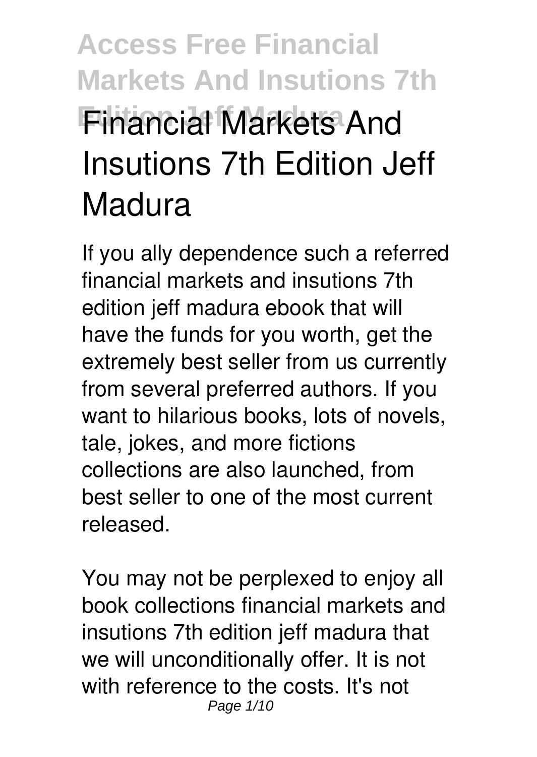# Financial Markets And Insutions 7th Edition Jeff Madura

If you ally dependence such a referred financial markets and insutions 7th edition jeff madura ebook that will have the funds for you worth, get the extremely best seller from us currently from several preferred authors. If you want to hilarious books, lots of novels, tale, jokes, and more fictions collections are also launched, from best seller to one of the most current released.

You may not be perplexed to enjoy all book collections financial markets and insutions 7th edition jeff madura that we will unconditionally offer. It is not with reference to the costs. It's not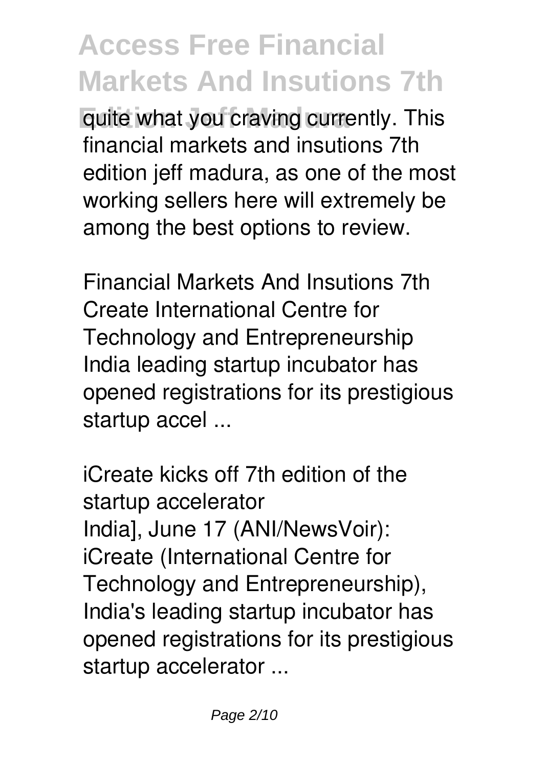quite what you craving currently. This financial markets and insutions 7th edition jeff madura, as one of the most working sellers here will extremely be among the best options to review.

**Financial Markets And Insutions 7th**

Create International Centre for Technology and Entrepreneurship India leading startup incubator has opened registrations for its prestigious startup accel ...

**iCreate kicks off 7th edition of the startup accelerator**

India], June 17 (ANI/NewsVoir): iCreate (International Centre for Technology and Entrepreneurship), India's leading startup incubator has opened registrations for its prestigious startup accelerator ...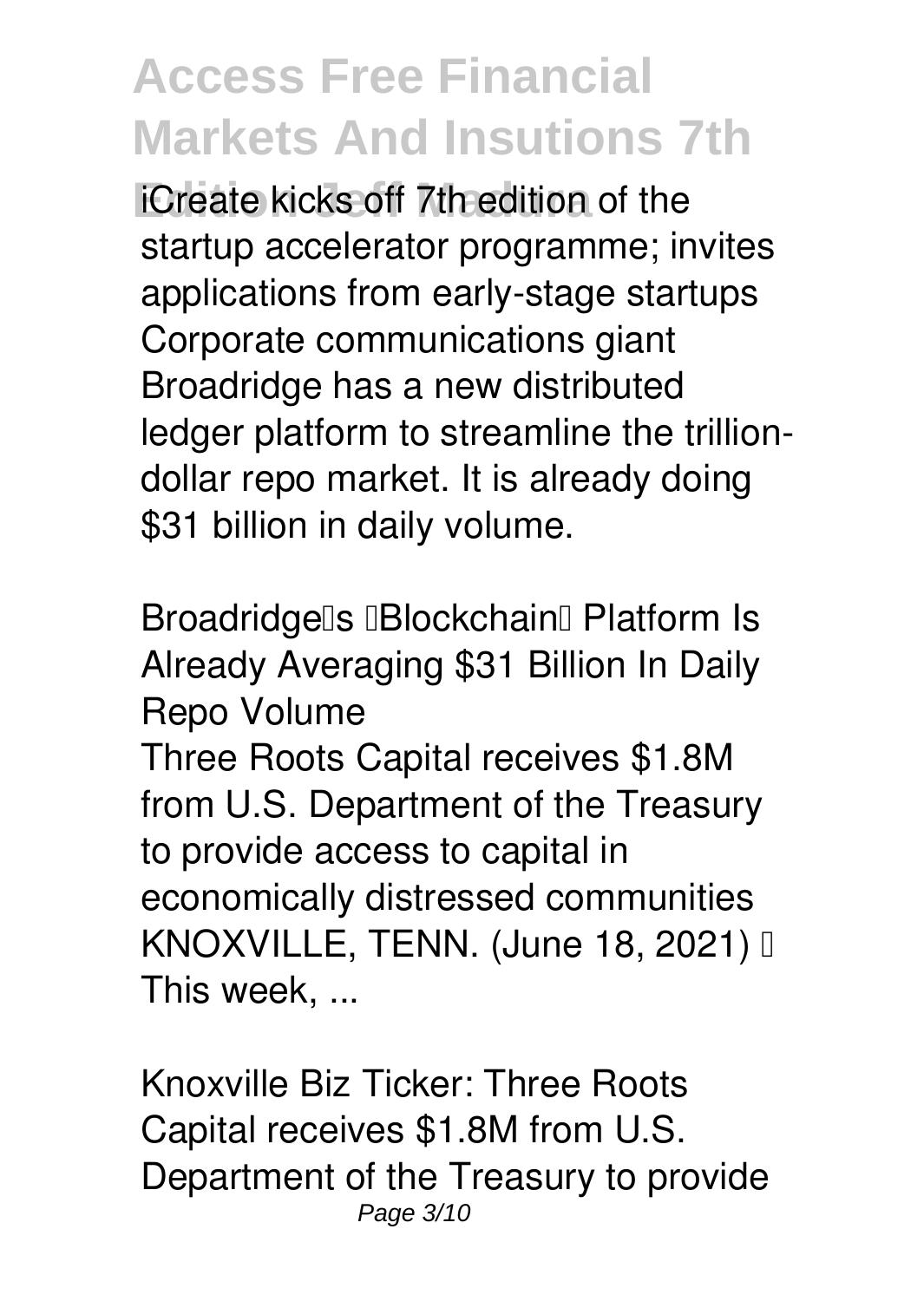iCreate kicks off 7th edition of the startup accelerator programme; invites applications from early-stage startups

Corporate communications giant Broadridge has a new distributed ledger platform to streamline the trillion-dollar repo market. It is already doing $31 billion in daily volume.

**Broadridge's 'Blockchain' Platform Is Already Averaging $31 Billion In Daily Repo Volume**

Three Roots Capital receives $1.8M from U.S. Department of the Treasury to provide access to capital in economically distressed communities KNOXVILLE, TENN. (June 18, 2021) — This week, ...

**Knoxville Biz Ticker: Three Roots Capital receives $1.8M from U.S. Department of the Treasury to provide**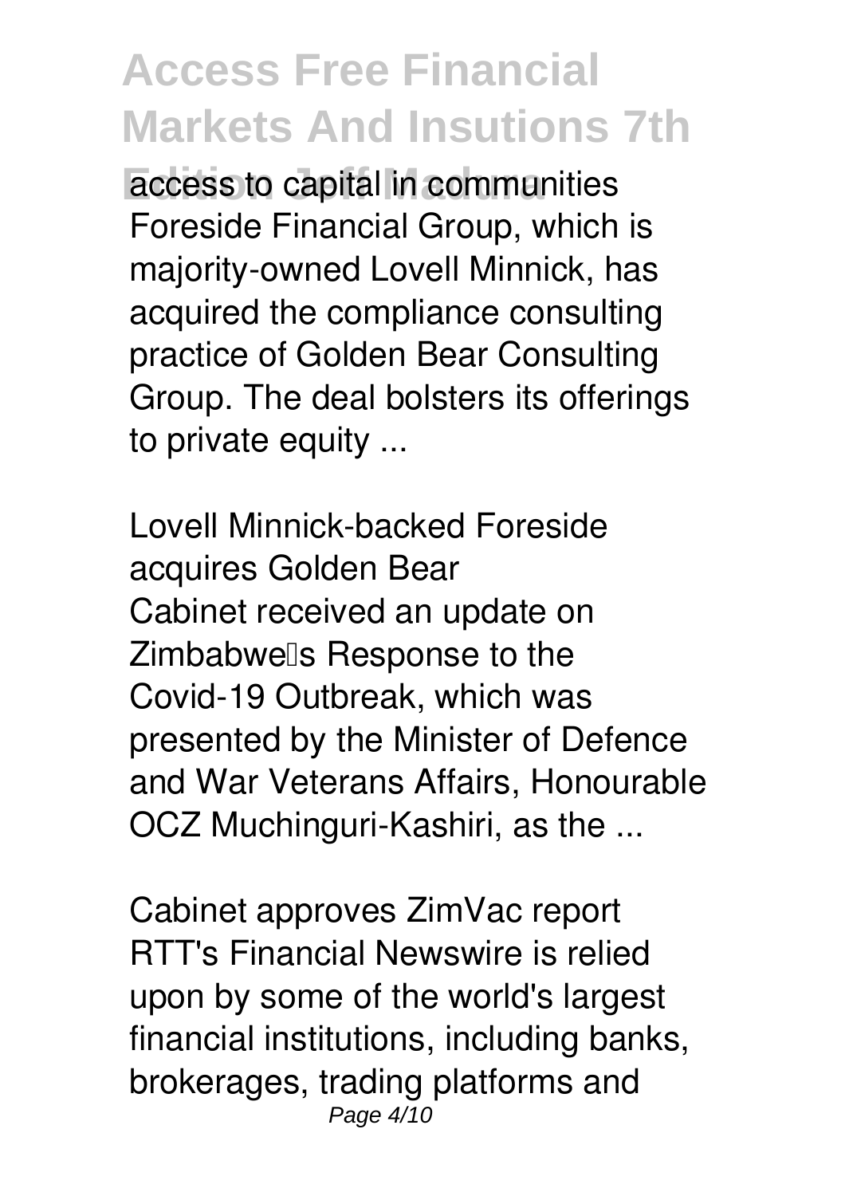access to capital in communities
Foreside Financial Group, which is majority-owned Lovell Minnick, has acquired the compliance consulting practice of Golden Bear Consulting Group. The deal bolsters its offerings to private equity ...

*Lovell Minnick-backed Foreside acquires Golden Bear*
Cabinet received an update on Zimbabwe's Response to the Covid-19 Outbreak, which was presented by the Minister of Defence and War Veterans Affairs, Honourable OCZ Muchinguri-Kashiri, as the ...

*Cabinet approves ZimVac report*
RTT's Financial Newswire is relied upon by some of the world's largest financial institutions, including banks, brokerages, trading platforms and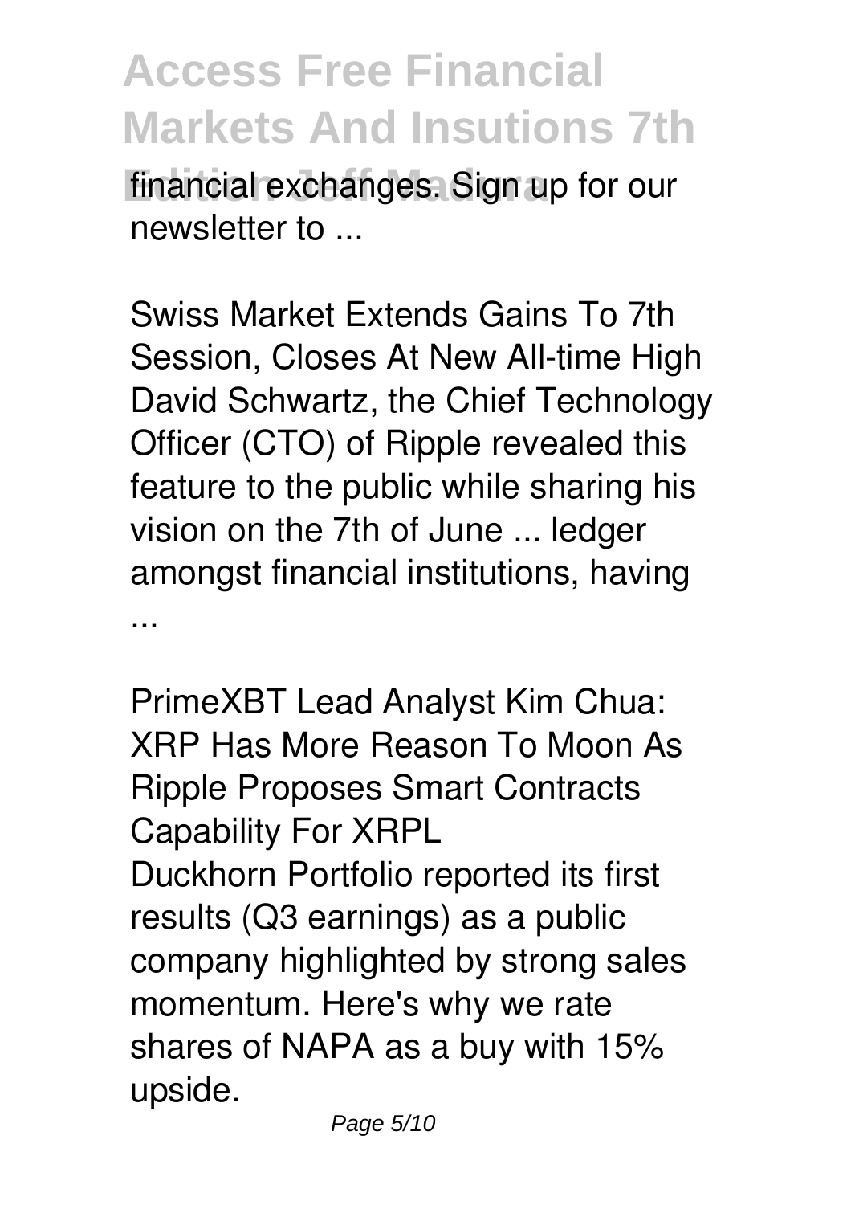financial exchanges. Sign up for our newsletter to ...

Swiss Market Extends Gains To 7th Session, Closes At New All-time High
David Schwartz, the Chief Technology Officer (CTO) of Ripple revealed this feature to the public while sharing his vision on the 7th of June ... ledger amongst financial institutions, having ...

PrimeXBT Lead Analyst Kim Chua: XRP Has More Reason To Moon As Ripple Proposes Smart Contracts Capability For XRPL
Duckhorn Portfolio reported its first results (Q3 earnings) as a public company highlighted by strong sales momentum. Here's why we rate shares of NAPA as a buy with 15% upside.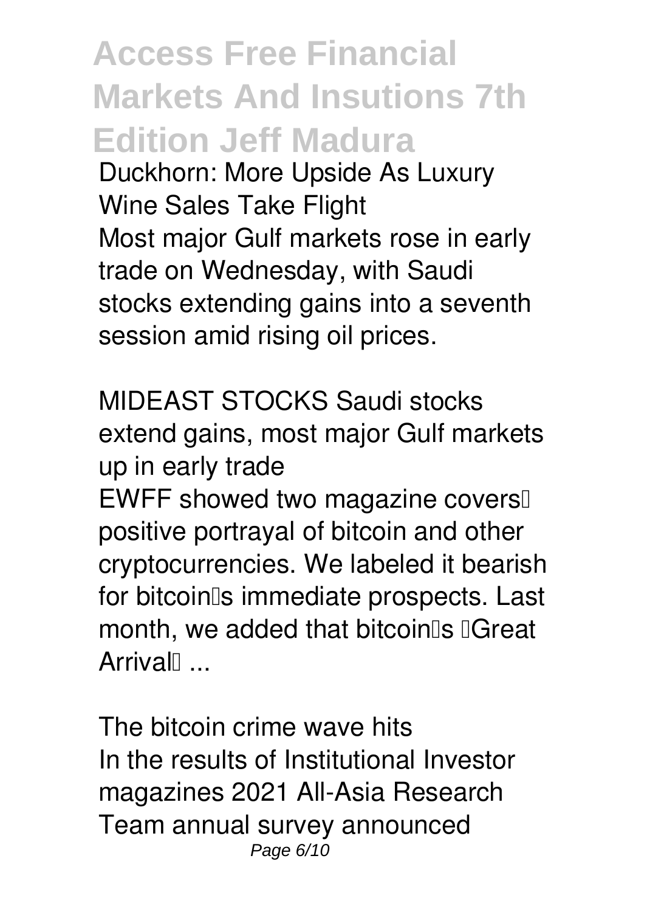# Access Free Financial Markets And Insutions 7th Edition Jeff Madura

**Duckhorn: More Upside As Luxury Wine Sales Take Flight**

Most major Gulf markets rose in early trade on Wednesday, with Saudi stocks extending gains into a seventh session amid rising oil prices.

**MIDEAST STOCKS Saudi stocks extend gains, most major Gulf markets up in early trade**

EWFF showed two magazine covers' positive portrayal of bitcoin and other cryptocurrencies. We labeled it bearish for bitcoin's immediate prospects. Last month, we added that bitcoin's "Great Arrival" ...

**The bitcoin crime wave hits**

In the results of Institutional Investor magazines 2021 All-Asia Research Team annual survey announced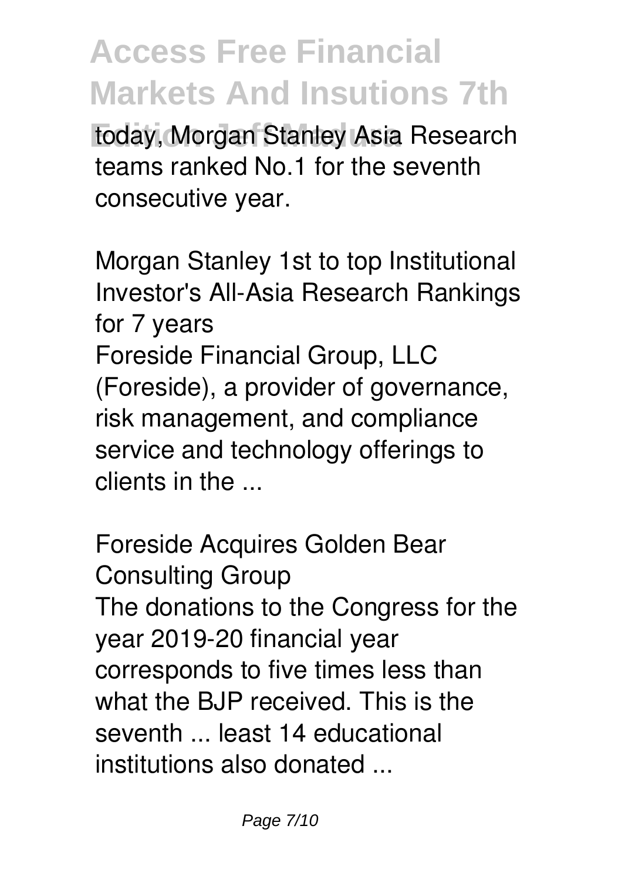today, Morgan Stanley Asia Research teams ranked No.1 for the seventh consecutive year.

*Morgan Stanley 1st to top Institutional Investor's All-Asia Research Rankings for 7 years*

Foreside Financial Group, LLC (Foreside), a provider of governance, risk management, and compliance service and technology offerings to clients in the ...

*Foreside Acquires Golden Bear Consulting Group*

The donations to the Congress for the year 2019-20 financial year corresponds to five times less than what the BJP received. This is the seventh ... least 14 educational institutions also donated ...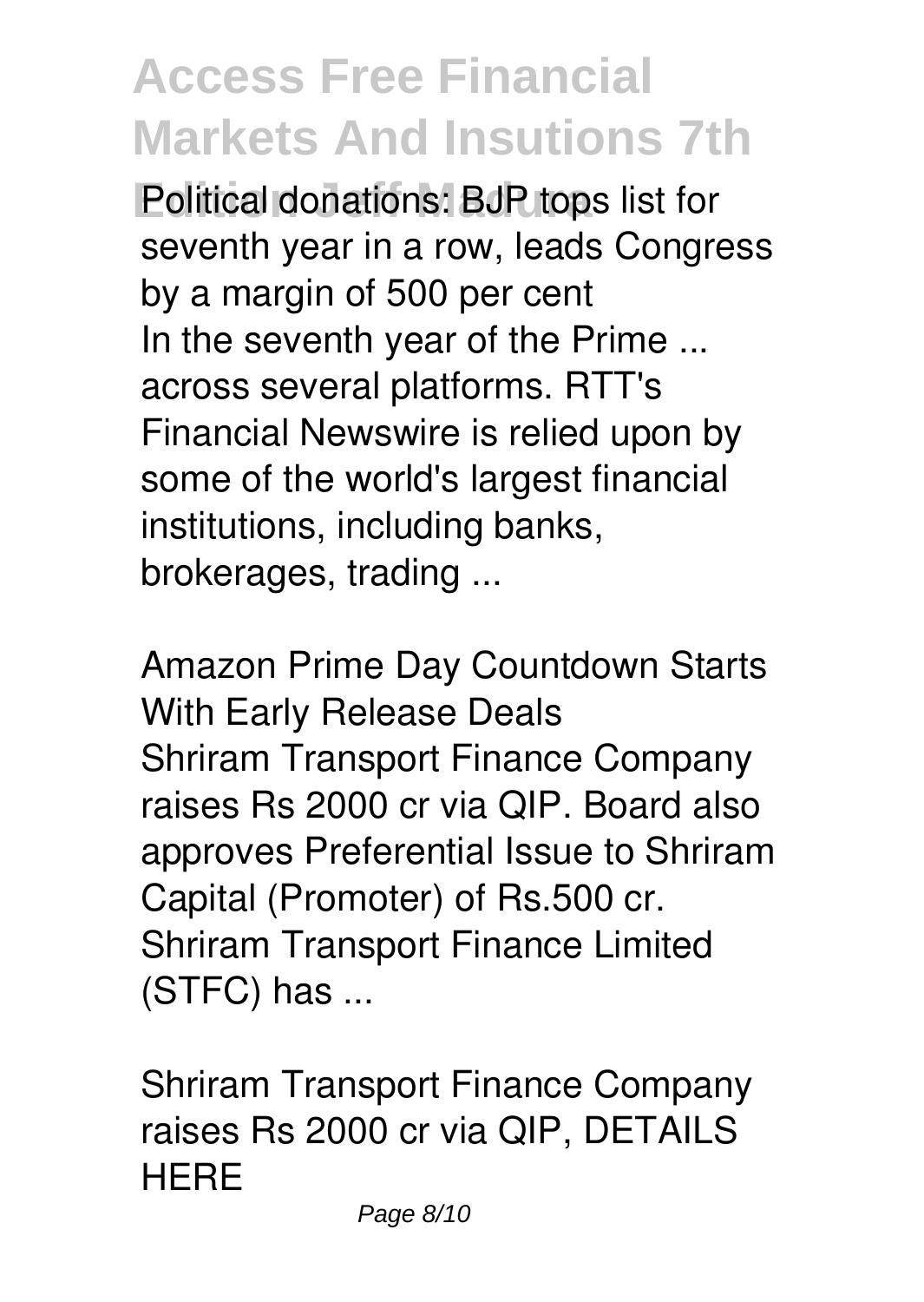Political donations: BJP tops list for seventh year in a row, leads Congress by a margin of 500 per cent

In the seventh year of the Prime ... across several platforms. RTT's Financial Newswire is relied upon by some of the world's largest financial institutions, including banks, brokerages, trading ...

Amazon Prime Day Countdown Starts With Early Release Deals

Shriram Transport Finance Company raises Rs 2000 cr via QIP. Board also approves Preferential Issue to Shriram Capital (Promoter) of Rs.500 cr. Shriram Transport Finance Limited (STFC) has ...

Shriram Transport Finance Company raises Rs 2000 cr via QIP, DETAILS HERE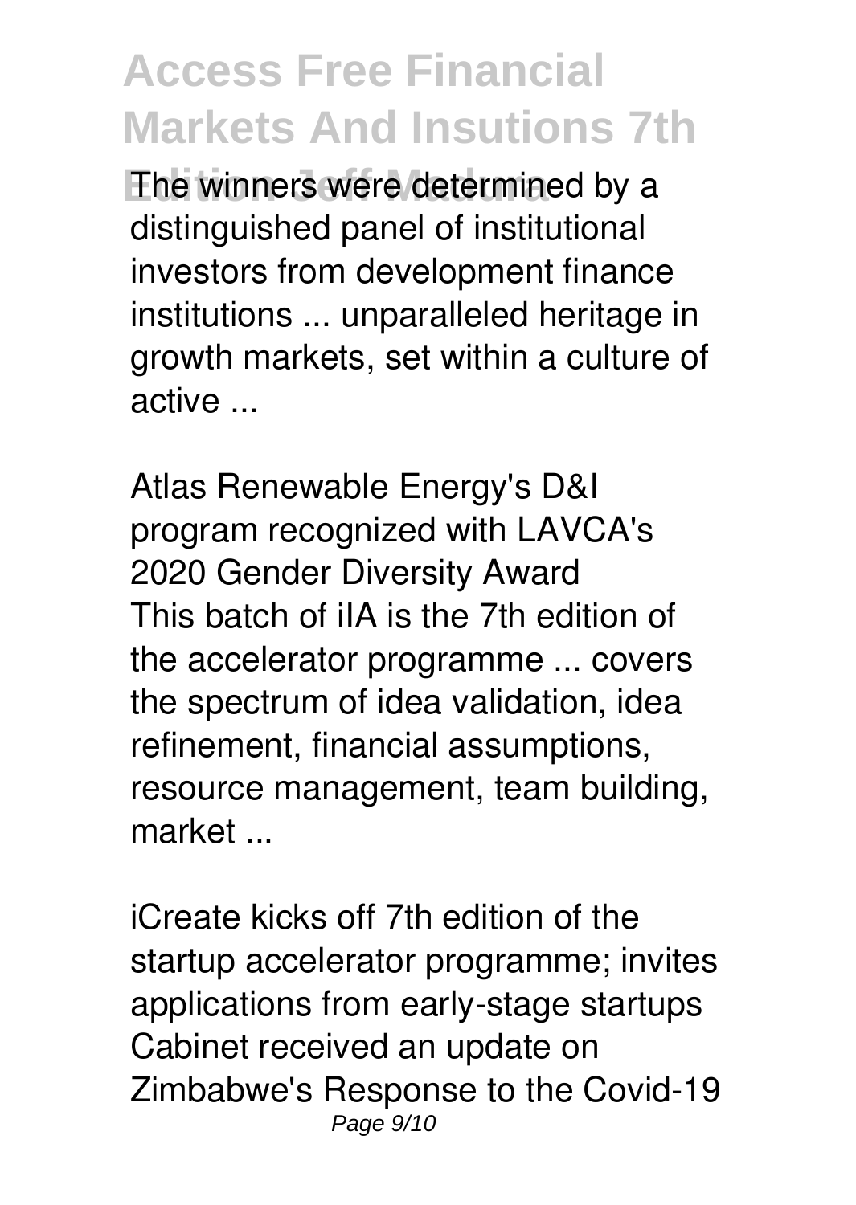The winners were determined by a distinguished panel of institutional investors from development finance institutions ... unparalleled heritage in growth markets, set within a culture of active ...

Atlas Renewable Energy's D&I program recognized with LAVCA's 2020 Gender Diversity Award

This batch of iIA is the 7th edition of the accelerator programme ... covers the spectrum of idea validation, idea refinement, financial assumptions, resource management, team building, market ...

iCreate kicks off 7th edition of the startup accelerator programme; invites applications from early-stage startups

Cabinet received an update on Zimbabwe's Response to the Covid-19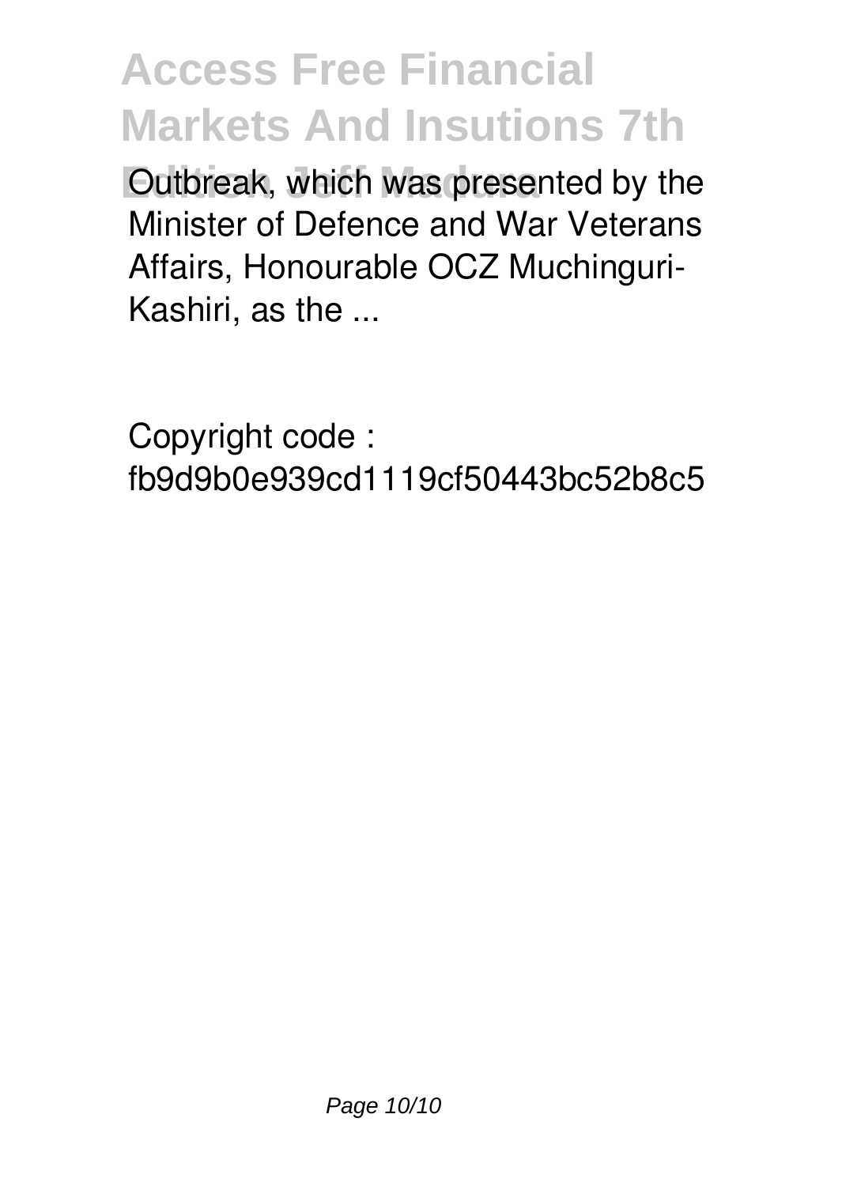Outbreak, which was presented by the Minister of Defence and War Veterans Affairs, Honourable OCZ Muchinguri-Kashiri, as the ...

Copyright code : fb9d9b0e939cd1119cf50443bc52b8c5